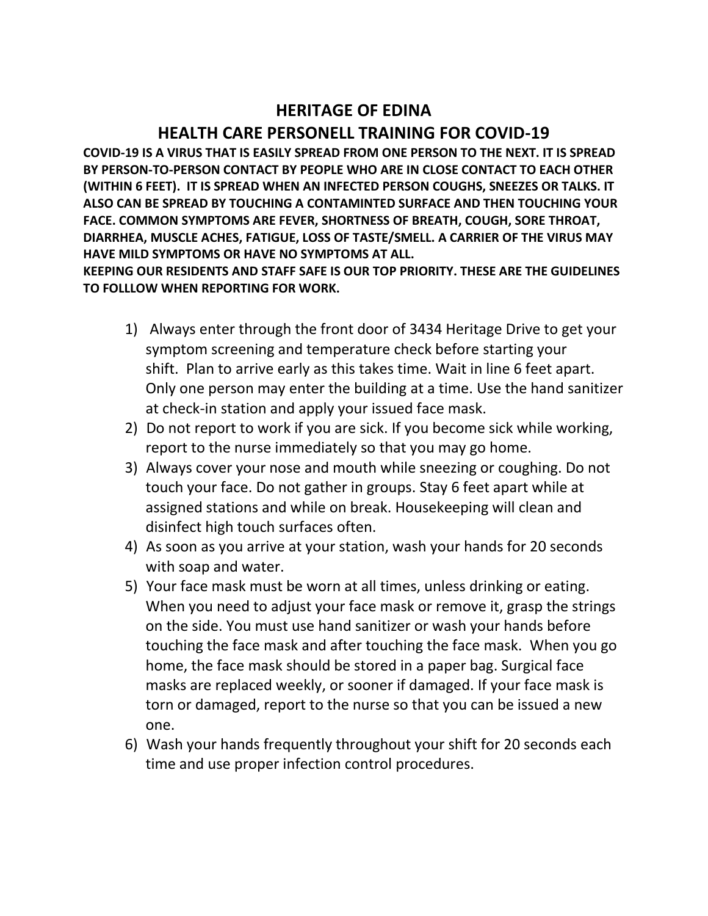# HERITAGE OF EDINA

## HEALTH CARE PERSONELL TRAINING FOR COVID-19

**COVID-19 IS A VIRUS THAT IS EASILY SPREAD FROM ONE PERSON TO THE NEXT. IT IS SPREAD BY PERSON-TO-PERSON CONTACT BY PEOPLE WHO ARE IN CLOSE CONTACT TO EACH OTHER (WITHIN 6 FEET). IT IS SPREAD WHEN AN INFECTED PERSON COUGHS, SNEEZES OR TALKS. IT ALSO CAN BE SPREAD BY TOUCHING A CONTAMINTED SURFACE AND THEN TOUCHING YOUR FACE. COMMON SYMPTOMS ARE FEVER, SHORTNESS OF BREATH, COUGH, SORE THROAT, DIARRHEA, MUSCLE ACHES, FATIGUE, LOSS OF TASTE/SMELL. A CARRIER OF THE VIRUS MAY HAVE MILD SYMPTOMS OR HAVE NO SYMPTOMS AT ALL.**

**KEEPING OUR RESIDENTS AND STAFF SAFE IS OUR TOP PRIORITY. THESE ARE THE GUIDELINES TO FOLLLOW WHEN REPORTING FOR WORK.**

1) Always enter through the front door of 3434 Heritage Drive to get your symptom screening and temperature check before starting your shift. Plan to arrive early as this takes time. Wait in line 6 feet apart. Only one person may enter the building at a time. Use the hand sanitizer at check-in station and apply your issued face mask.
2) Do not report to work if you are sick. If you become sick while working, report to the nurse immediately so that you may go home.
3) Always cover your nose and mouth while sneezing or coughing. Do not touch your face. Do not gather in groups. Stay 6 feet apart while at assigned stations and while on break. Housekeeping will clean and disinfect high touch surfaces often.
4) As soon as you arrive at your station, wash your hands for 20 seconds with soap and water.
5) Your face mask must be worn at all times, unless drinking or eating. When you need to adjust your face mask or remove it, grasp the strings on the side. You must use hand sanitizer or wash your hands before touching the face mask and after touching the face mask. When you go home, the face mask should be stored in a paper bag. Surgical face masks are replaced weekly, or sooner if damaged. If your face mask is torn or damaged, report to the nurse so that you can be issued a new one.
6) Wash your hands frequently throughout your shift for 20 seconds each time and use proper infection control procedures.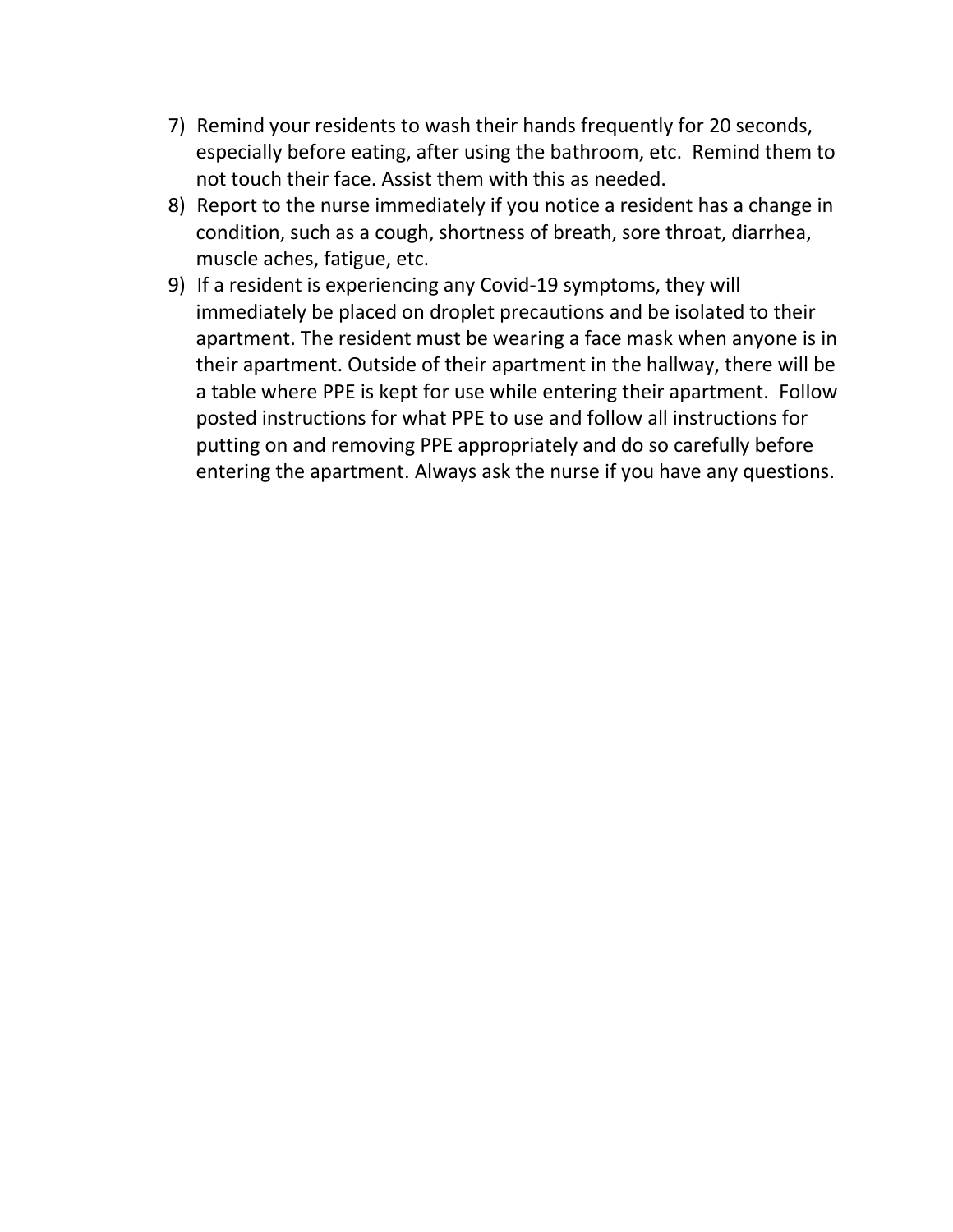7) Remind your residents to wash their hands frequently for 20 seconds, especially before eating, after using the bathroom, etc. Remind them to not touch their face. Assist them with this as needed.
8) Report to the nurse immediately if you notice a resident has a change in condition, such as a cough, shortness of breath, sore throat, diarrhea, muscle aches, fatigue, etc.
9) If a resident is experiencing any Covid-19 symptoms, they will immediately be placed on droplet precautions and be isolated to their apartment. The resident must be wearing a face mask when anyone is in their apartment. Outside of their apartment in the hallway, there will be a table where PPE is kept for use while entering their apartment. Follow posted instructions for what PPE to use and follow all instructions for putting on and removing PPE appropriately and do so carefully before entering the apartment. Always ask the nurse if you have any questions.